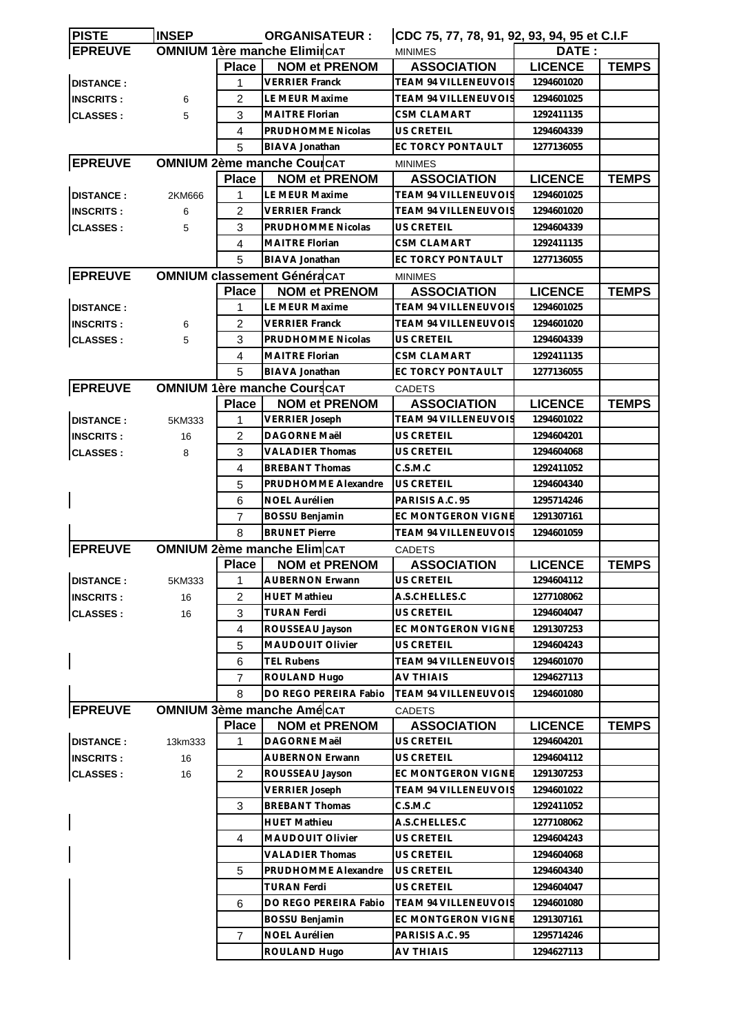| PISTE | INSEP | | ORGANISATEUR : | CDC 75, 77, 78, 91, 92, 93, 94, 95 et C.I.F | | |
|---|---|---|---|---|---|---|
| **EPREUVE** | **OMNIUM 1ère manche Elimi** | | **CAT** MINIMES | | **DATE :** | |
| | | **Place** | **NOM et PRENOM** | **ASSOCIATION** | **LICENCE** | **TEMPS** |
| **DISTANCE :** | | 1 | VERRIER Franck | TEAM 94 VILLENEUVOIS | 1294601020 | |
| **INSCRITS :** | 6 | 2 | LE MEUR Maxime | TEAM 94 VILLENEUVOIS | 1294601025 | |
| **CLASSES :** | 5 | 3 | MAITRE Florian | CSM CLAMART | 1292411135 | |
| | | 4 | PRUDHOMME Nicolas | US CRETEIL | 1294604339 | |
| | | 5 | BIAVA Jonathan | EC TORCY PONTAULT | 1277136055 | |
| **EPREUVE** | **OMNIUM 2ème manche Cou** | | **CAT** MINIMES | | | |
| | | **Place** | **NOM et PRENOM** | **ASSOCIATION** | **LICENCE** | **TEMPS** |
| **DISTANCE :** | 2KM666 | 1 | LE MEUR Maxime | TEAM 94 VILLENEUVOIS | 1294601025 | |
| **INSCRITS :** | 6 | 2 | VERRIER Franck | TEAM 94 VILLENEUVOIS | 1294601020 | |
| **CLASSES :** | 5 | 3 | PRUDHOMME Nicolas | US CRETEIL | 1294604339 | |
| | | 4 | MAITRE Florian | CSM CLAMART | 1292411135 | |
| | | 5 | BIAVA Jonathan | EC TORCY PONTAULT | 1277136055 | |
| **EPREUVE** | **OMNIUM classement Généra** | | **CAT** MINIMES | | | |
| | | **Place** | **NOM et PRENOM** | **ASSOCIATION** | **LICENCE** | **TEMPS** |
| **DISTANCE :** | | 1 | LE MEUR Maxime | TEAM 94 VILLENEUVOIS | 1294601025 | |
| **INSCRITS :** | 6 | 2 | VERRIER Franck | TEAM 94 VILLENEUVOIS | 1294601020 | |
| **CLASSES :** | 5 | 3 | PRUDHOMME Nicolas | US CRETEIL | 1294604339 | |
| | | 4 | MAITRE Florian | CSM CLAMART | 1292411135 | |
| | | 5 | BIAVA Jonathan | EC TORCY PONTAULT | 1277136055 | |
| **EPREUVE** | **OMNIUM 1ère manche Cours** | | **CAT** CADETS | | | |
| | | **Place** | **NOM et PRENOM** | **ASSOCIATION** | **LICENCE** | **TEMPS** |
| **DISTANCE :** | 5KM333 | 1 | VERRIER Joseph | TEAM 94 VILLENEUVOIS | 1294601022 | |
| **INSCRITS :** | 16 | 2 | DAGORNE Maël | US CRETEIL | 1294604201 | |
| **CLASSES :** | 8 | 3 | VALADIER Thomas | US CRETEIL | 1294604068 | |
| | | 4 | BREBANT Thomas | C.S.M.C | 1292411052 | |
| | | 5 | PRUDHOMME Alexandre | US CRETEIL | 1294604340 | |
| | | 6 | NOEL Aurélien | PARISIS A.C. 95 | 1295714246 | |
| | | 7 | BOSSU Benjamin | EC MONTGERON VIGNE | 1291307161 | |
| | | 8 | BRUNET Pierre | TEAM 94 VILLENEUVOIS | 1294601059 | |
| **EPREUVE** | **OMNIUM 2ème manche Elim** | | **CAT** CADETS | | | |
| | | **Place** | **NOM et PRENOM** | **ASSOCIATION** | **LICENCE** | **TEMPS** |
| **DISTANCE :** | 5KM333 | 1 | AUBERNON Erwann | US CRETEIL | 1294604112 | |
| **INSCRITS :** | 16 | 2 | HUET Mathieu | A.S.CHELLES.C | 1277108062 | |
| **CLASSES :** | 16 | 3 | TURAN Ferdi | US CRETEIL | 1294604047 | |
| | | 4 | ROUSSEAU Jayson | EC MONTGERON VIGNE | 1291307253 | |
| | | 5 | MAUDOUIT Olivier | US CRETEIL | 1294604243 | |
| | | 6 | TEL Rubens | TEAM 94 VILLENEUVOIS | 1294601070 | |
| | | 7 | ROULAND Hugo | AV THIAIS | 1294627113 | |
| | | 8 | DO REGO PEREIRA Fabio | TEAM 94 VILLENEUVOIS | 1294601080 | |
| **EPREUVE** | **OMNIUM 3ème manche Amé** | | **CAT** CADETS | | | |
| | | **Place** | **NOM et PRENOM** | **ASSOCIATION** | **LICENCE** | **TEMPS** |
| **DISTANCE :** | 13km333 | 1 | DAGORNE Maël | US CRETEIL | 1294604201 | |
| **INSCRITS :** | 16 | | AUBERNON Erwann | US CRETEIL | 1294604112 | |
| **CLASSES :** | 16 | 2 | ROUSSEAU Jayson | EC MONTGERON VIGNE | 1291307253 | |
| | | | VERRIER Joseph | TEAM 94 VILLENEUVOIS | 1294601022 | |
| | | 3 | BREBANT Thomas | C.S.M.C | 1292411052 | |
| | | | HUET Mathieu | A.S.CHELLES.C | 1277108062 | |
| | | 4 | MAUDOUIT Olivier | US CRETEIL | 1294604243 | |
| | | | VALADIER Thomas | US CRETEIL | 1294604068 | |
| | | 5 | PRUDHOMME Alexandre | US CRETEIL | 1294604340 | |
| | | | TURAN Ferdi | US CRETEIL | 1294604047 | |
| | | 6 | DO REGO PEREIRA Fabio | TEAM 94 VILLENEUVOIS | 1294601080 | |
| | | | BOSSU Benjamin | EC MONTGERON VIGNE | 1291307161 | |
| | | 7 | NOEL Aurélien | PARISIS A.C. 95 | 1295714246 | |
| | | | ROULAND Hugo | AV THIAIS | 1294627113 | |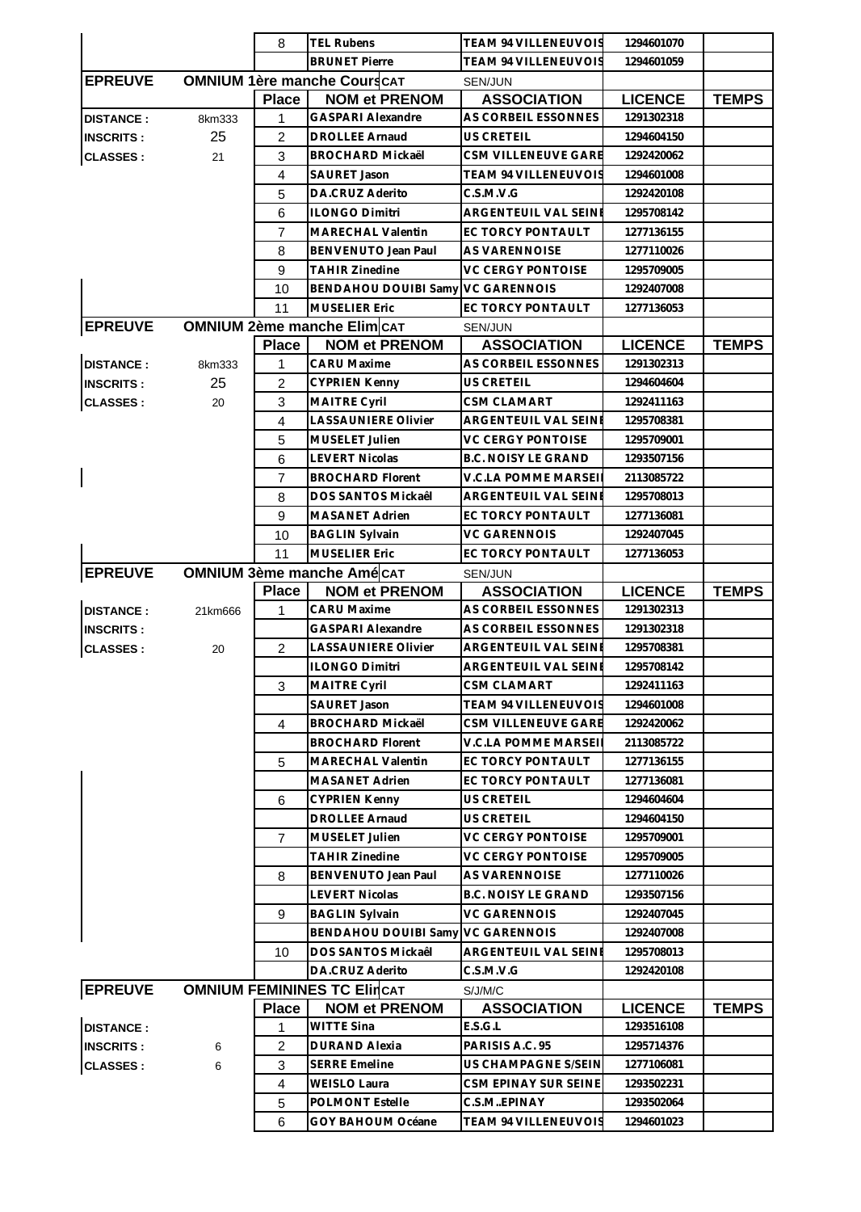| | | 8 | TEL Rubens | TEAM 94 VILLENEUVOIS | 1294601070 | |
|---|---|---|---|---|---|---|
| | | | BRUNET Pierre | TEAM 94 VILLENEUVOIS | 1294601059 | |

| EPREUVE | OMNIUM 1ère manche Cours | | CAT | SEN/JUN | | |
|---|---|---|---|---|---|---|
| | | Place | NOM et PRENOM | ASSOCIATION | LICENCE | TEMPS |
| DISTANCE : | 8km333 | 1 | GASPARI Alexandre | AS CORBEIL ESSONNES | 1291302318 | |
| INSCRITS : | 25 | 2 | DROLLEE Arnaud | US CRETEIL | 1294604150 | |
| CLASSES : | 21 | 3 | BROCHARD Mickaël | CSM VILLENEUVE GARE | 1292420062 | |
| | | 4 | SAURET Jason | TEAM 94 VILLENEUVOIS | 1294601008 | |
| | | 5 | DA.CRUZ Aderito | C.S.M.V.G | 1292420108 | |
| | | 6 | ILONGO Dimitri | ARGENTEUIL VAL SEINE | 1295708142 | |
| | | 7 | MARECHAL Valentin | EC TORCY PONTAULT | 1277136155 | |
| | | 8 | BENVENUTO Jean Paul | AS VARENNOISE | 1277110026 | |
| | | 9 | TAHIR Zinedine | VC CERGY PONTOISE | 1295709005 | |
| | | 10 | BENDAHOU DOUIBI Samy | VC GARENNOIS | 1292407008 | |
| | | 11 | MUSELIER Eric | EC TORCY PONTAULT | 1277136053 | |

| EPREUVE | OMNIUM 2ème manche Elim | | CAT | SEN/JUN | | |
|---|---|---|---|---|---|---|
| | | Place | NOM et PRENOM | ASSOCIATION | LICENCE | TEMPS |
| DISTANCE : | 8km333 | 1 | CARU Maxime | AS CORBEIL ESSONNES | 1291302313 | |
| INSCRITS : | 25 | 2 | CYPRIEN Kenny | US CRETEIL | 1294604604 | |
| CLASSES : | 20 | 3 | MAITRE Cyril | CSM CLAMART | 1292411163 | |
| | | 4 | LASSAUNIERE Olivier | ARGENTEUIL VAL SEINE | 1295708381 | |
| | | 5 | MUSELET Julien | VC CERGY PONTOISE | 1295709001 | |
| | | 6 | LEVERT Nicolas | B.C. NOISY LE GRAND | 1293507156 | |
| | | 7 | BROCHARD Florent | V.C.LA POMME MARSEI | 2113085722 | |
| | | 8 | DOS SANTOS Mickaêl | ARGENTEUIL VAL SEINE | 1295708013 | |
| | | 9 | MASANET Adrien | EC TORCY PONTAULT | 1277136081 | |
| | | 10 | BAGLIN Sylvain | VC GARENNOIS | 1292407045 | |
| | | 11 | MUSELIER Eric | EC TORCY PONTAULT | 1277136053 | |

| EPREUVE | OMNIUM 3ème manche Amé | | CAT | SEN/JUN | | |
|---|---|---|---|---|---|---|
| | | Place | NOM et PRENOM | ASSOCIATION | LICENCE | TEMPS |
| DISTANCE : | 21km666 | 1 | CARU Maxime | AS CORBEIL ESSONNES | 1291302313 | |
| INSCRITS : | | | GASPARI Alexandre | AS CORBEIL ESSONNES | 1291302318 | |
| CLASSES : | 20 | 2 | LASSAUNIERE Olivier | ARGENTEUIL VAL SEINE | 1295708381 | |
| | | | ILONGO Dimitri | ARGENTEUIL VAL SEINE | 1295708142 | |
| | | 3 | MAITRE Cyril | CSM CLAMART | 1292411163 | |
| | | | SAURET Jason | TEAM 94 VILLENEUVOIS | 1294601008 | |
| | | 4 | BROCHARD Mickaël | CSM VILLENEUVE GARE | 1292420062 | |
| | | | BROCHARD Florent | V.C.LA POMME MARSEI | 2113085722 | |
| | | 5 | MARECHAL Valentin | EC TORCY PONTAULT | 1277136155 | |
| | | | MASANET Adrien | EC TORCY PONTAULT | 1277136081 | |
| | | 6 | CYPRIEN Kenny | US CRETEIL | 1294604604 | |
| | | | DROLLEE Arnaud | US CRETEIL | 1294604150 | |
| | | 7 | MUSELET Julien | VC CERGY PONTOISE | 1295709001 | |
| | | | TAHIR Zinedine | VC CERGY PONTOISE | 1295709005 | |
| | | 8 | BENVENUTO Jean Paul | AS VARENNOISE | 1277110026 | |
| | | | LEVERT Nicolas | B.C. NOISY LE GRAND | 1293507156 | |
| | | 9 | BAGLIN Sylvain | VC GARENNOIS | 1292407045 | |
| | | | BENDAHOU DOUIBI Samy | VC GARENNOIS | 1292407008 | |
| | | 10 | DOS SANTOS Mickaêl | ARGENTEUIL VAL SEINE | 1295708013 | |
| | | | DA.CRUZ Aderito | C.S.M.V.G | 1292420108 | |

| EPREUVE | OMNIUM FEMININES TC Elim | | CAT | S/J/M/C | | |
|---|---|---|---|---|---|---|
| | | Place | NOM et PRENOM | ASSOCIATION | LICENCE | TEMPS |
| DISTANCE : | | 1 | WITTE Sina | E.S.G.L | 1293516108 | |
| INSCRITS : | 6 | 2 | DURAND Alexia | PARISIS A.C. 95 | 1295714376 | |
| CLASSES : | 6 | 3 | SERRE Emeline | US CHAMPAGNE S/SEIN | 1277106081 | |
| | | 4 | WEISLO Laura | CSM EPINAY SUR SEINE | 1293502231 | |
| | | 5 | POLMONT Estelle | C.S.M..EPINAY | 1293502064 | |
| | | 6 | GOY BAHOUM Océane | TEAM 94 VILLENEUVOIS | 1294601023 | |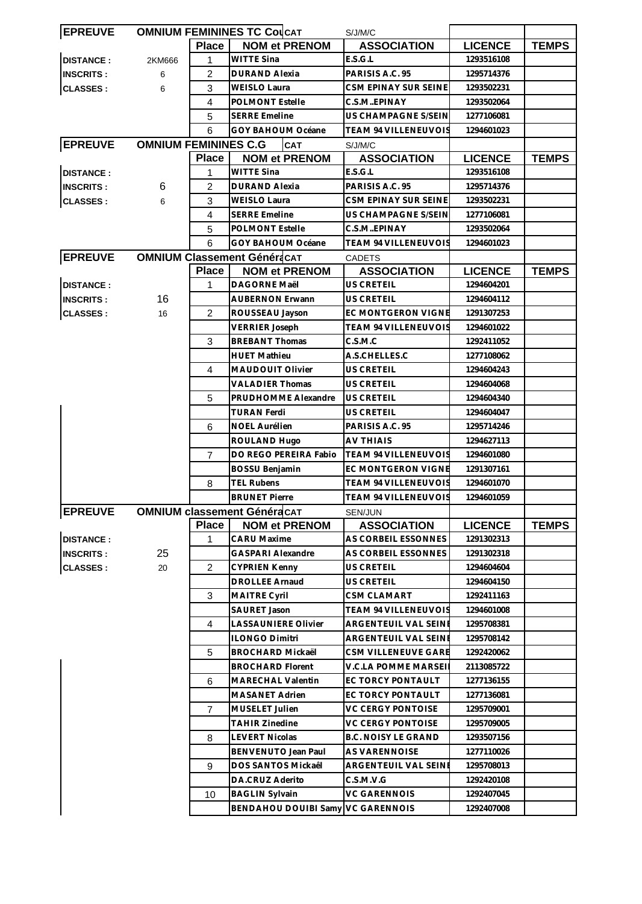| EPREUVE | OMNIUM FEMININES TC CouCAT | | | S/J/M/C | | |
|---|---|---|---|---|---|---|
| | | Place | NOM et PRENOM | ASSOCIATION | LICENCE | TEMPS |
| DISTANCE : | 2KM666 | 1 | WITTE Sina | E.S.G.L | 1293516108 | |
| INSCRITS : | 6 | 2 | DURAND Alexia | PARISIS A.C. 95 | 1295714376 | |
| CLASSES : | 6 | 3 | WEISLO Laura | CSM EPINAY SUR SEINE | 1293502231 | |
| | | 4 | POLMONT Estelle | C.S.M..EPINAY | 1293502064 | |
| | | 5 | SERRE Emeline | US CHAMPAGNE S/SEIN | 1277106081 | |
| | | 6 | GOY BAHOUM Océane | TEAM 94 VILLENEUVOIS | 1294601023 | |

| EPREUVE | OMNIUM FEMININES C.G CAT | | | S/J/M/C | | |
|---|---|---|---|---|---|---|
| | | Place | NOM et PRENOM | ASSOCIATION | LICENCE | TEMPS |
| DISTANCE : | | 1 | WITTE Sina | E.S.G.L | 1293516108 | |
| INSCRITS : | 6 | 2 | DURAND Alexia | PARISIS A.C. 95 | 1295714376 | |
| CLASSES : | 6 | 3 | WEISLO Laura | CSM EPINAY SUR SEINE | 1293502231 | |
| | | 4 | SERRE Emeline | US CHAMPAGNE S/SEIN | 1277106081 | |
| | | 5 | POLMONT Estelle | C.S.M..EPINAY | 1293502064 | |
| | | 6 | GOY BAHOUM Océane | TEAM 94 VILLENEUVOIS | 1294601023 | |

| EPREUVE | OMNIUM Classement GénéraCAT | | | CADETS | | |
|---|---|---|---|---|---|---|
| | | Place | NOM et PRENOM | ASSOCIATION | LICENCE | TEMPS |
| DISTANCE : | | 1 | DAGORNE Maël | US CRETEIL | 1294604201 | |
| INSCRITS : | 16 | | AUBERNON Erwann | US CRETEIL | 1294604112 | |
| CLASSES : | 16 | 2 | ROUSSEAU Jayson | EC MONTGERON VIGNE | 1291307253 | |
| | | | VERRIER Joseph | TEAM 94 VILLENEUVOIS | 1294601022 | |
| | | 3 | BREBANT Thomas | C.S.M.C | 1292411052 | |
| | | | HUET Mathieu | A.S.CHELLES.C | 1277108062 | |
| | | 4 | MAUDOUIT Olivier | US CRETEIL | 1294604243 | |
| | | | VALADIER Thomas | US CRETEIL | 1294604068 | |
| | | 5 | PRUDHOMME Alexandre | US CRETEIL | 1294604340 | |
| | | | TURAN Ferdi | US CRETEIL | 1294604047 | |
| | | 6 | NOEL Aurélien | PARISIS A.C. 95 | 1295714246 | |
| | | | ROULAND Hugo | AV THIAIS | 1294627113 | |
| | | 7 | DO REGO PEREIRA Fabio | TEAM 94 VILLENEUVOIS | 1294601080 | |
| | | | BOSSU Benjamin | EC MONTGERON VIGNE | 1291307161 | |
| | | 8 | TEL Rubens | TEAM 94 VILLENEUVOIS | 1294601070 | |
| | | | BRUNET Pierre | TEAM 94 VILLENEUVOIS | 1294601059 | |

| EPREUVE | OMNIUM classement GénéraCAT | | | SEN/JUN | | |
|---|---|---|---|---|---|---|
| | | Place | NOM et PRENOM | ASSOCIATION | LICENCE | TEMPS |
| DISTANCE : | | 1 | CARU Maxime | AS CORBEIL ESSONNES | 1291302313 | |
| INSCRITS : | 25 | | GASPARI Alexandre | AS CORBEIL ESSONNES | 1291302318 | |
| CLASSES : | 20 | 2 | CYPRIEN Kenny | US CRETEIL | 1294604604 | |
| | | | DROLLEE Arnaud | US CRETEIL | 1294604150 | |
| | | 3 | MAITRE Cyril | CSM CLAMART | 1292411163 | |
| | | | SAURET Jason | TEAM 94 VILLENEUVOIS | 1294601008 | |
| | | 4 | LASSAUNIERE Olivier | ARGENTEUIL VAL SEINE | 1295708381 | |
| | | | ILONGO Dimitri | ARGENTEUIL VAL SEINE | 1295708142 | |
| | | 5 | BROCHARD Mickaël | CSM VILLENEUVE GARE | 1292420062 | |
| | | | BROCHARD Florent | V.C.LA POMME MARSEI | 2113085722 | |
| | | 6 | MARECHAL Valentin | EC TORCY PONTAULT | 1277136155 | |
| | | | MASANET Adrien | EC TORCY PONTAULT | 1277136081 | |
| | | 7 | MUSELET Julien | VC CERGY PONTOISE | 1295709001 | |
| | | | TAHIR Zinedine | VC CERGY PONTOISE | 1295709005 | |
| | | 8 | LEVERT Nicolas | B.C. NOISY LE GRAND | 1293507156 | |
| | | | BENVENUTO Jean Paul | AS VARENNOISE | 1277110026 | |
| | | 9 | DOS SANTOS Mickaêl | ARGENTEUIL VAL SEINE | 1295708013 | |
| | | | DA.CRUZ Aderito | C.S.M.V.G | 1292420108 | |
| | | 10 | BAGLIN Sylvain | VC GARENNOIS | 1292407045 | |
| | | | BENDAHOU DOUIBI Samy | VC GARENNOIS | 1292407008 | |